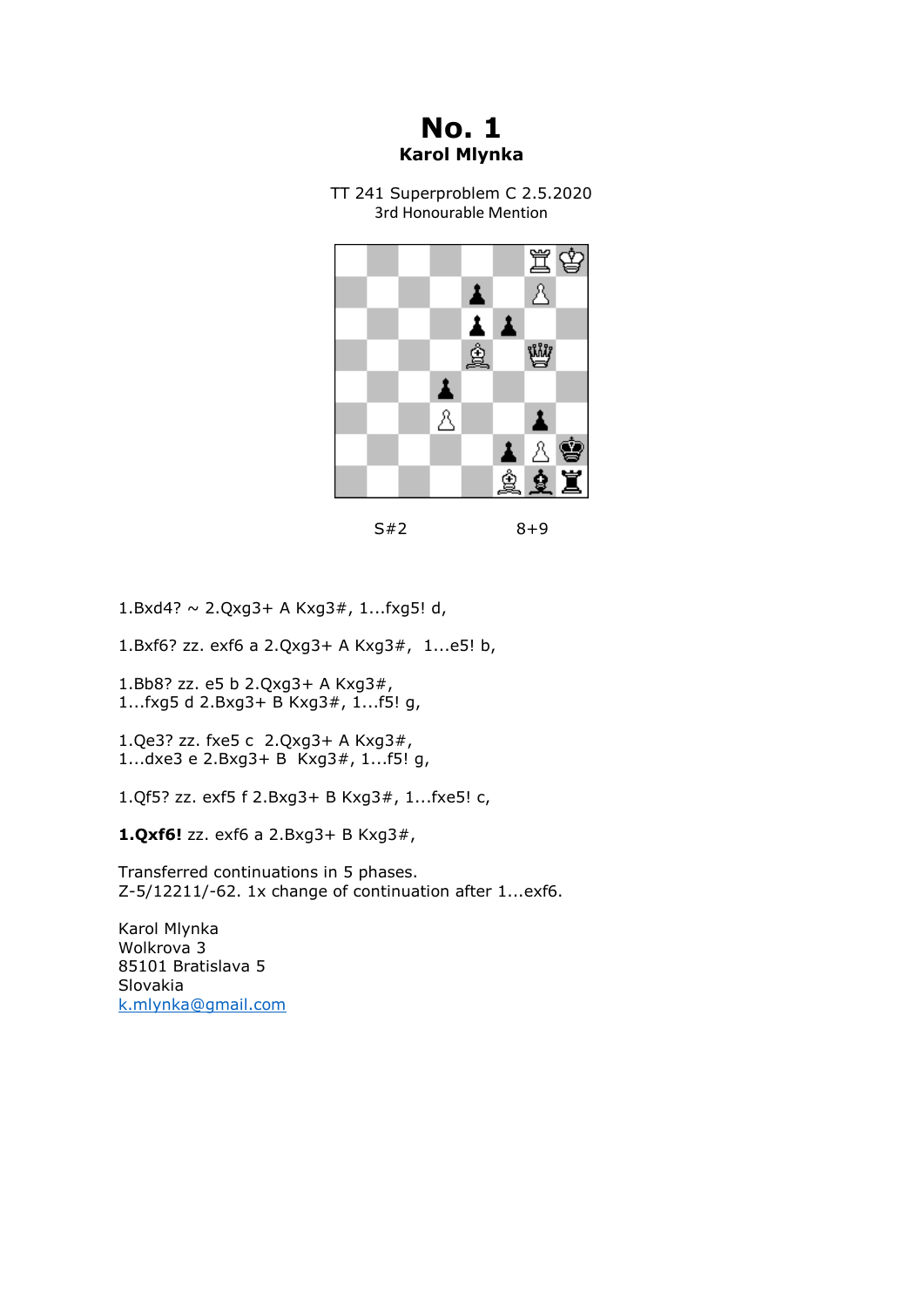# No. 1

**Karol Mlynka**

TT 241 Superproblem C 2.5.2020

3rd Honourable Mention

S#2 8+9

1.Bxd4? ~ 2.Qxg3+ A Kxg3#, 1...fxg5! d,

1.Bxf6? zz. exf6 a 2.Qxg3+ A Kxg3#, 1...e5! b,

1.Bb8? zz. e5 b 2.Qxg3+ A Kxg3#,
1...fxg5 d 2.Bxg3+ B Kxg3#, 1...f5! g,

1.Qe3? zz. fxe5 c 2.Qxg3+ A Kxg3#,
1...dxe3 e 2.Bxg3+ B Kxg3#, 1...f5! g,

1.Qf5? zz. exf5 f 2.Bxg3+ B Kxg3#, 1...fxe5! c,

**1.Qxf6!** zz. exf6 a 2.Bxg3+ B Kxg3#,

Transferred continuations in 5 phases.
Z-5/12211/-62. 1x change of continuation after 1...exf6.

Karol Mlynka
Wolkrova 3
85101 Bratislava 5
Slovakia
k.mlynka@gmail.com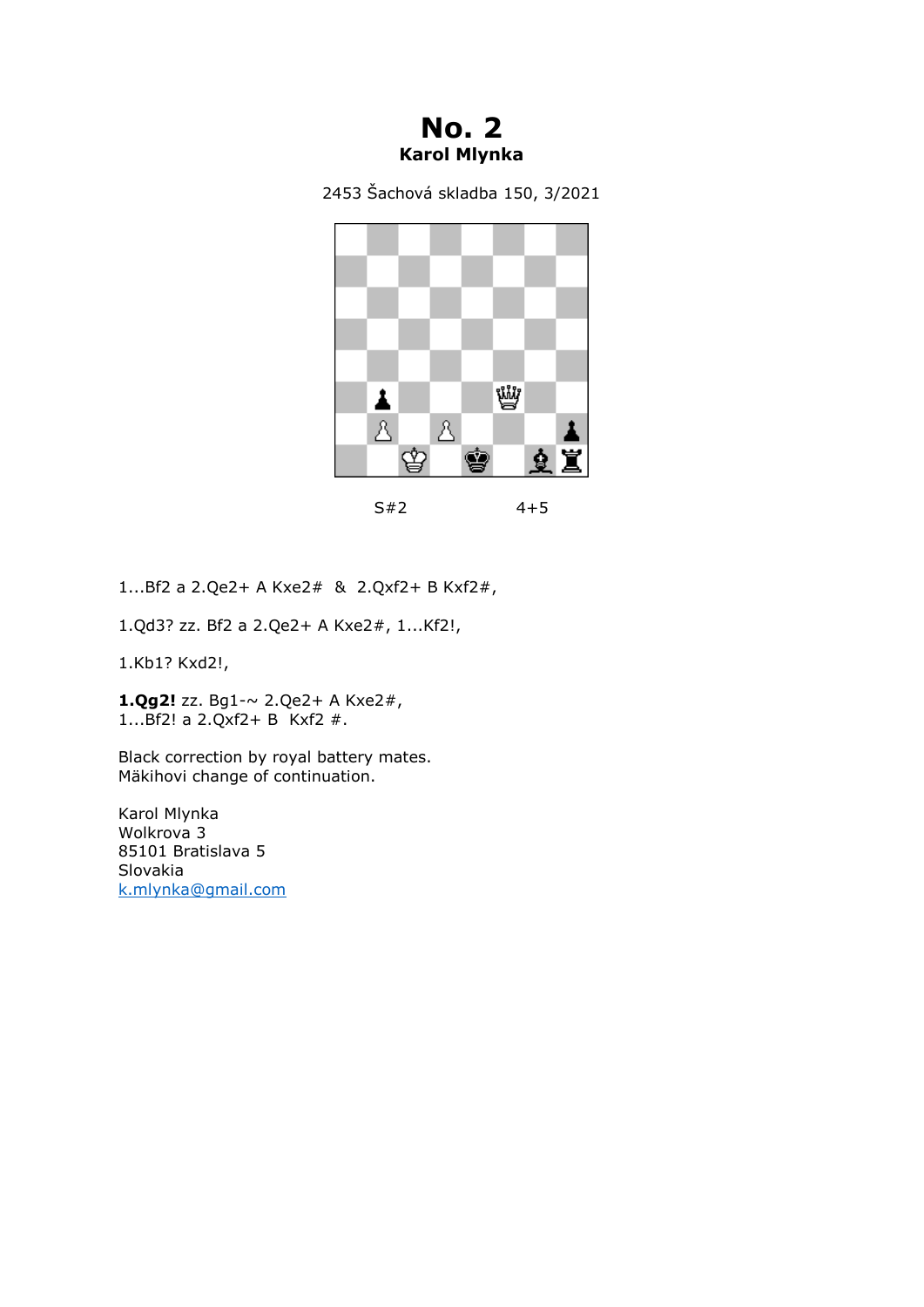# No. 2

**Karol Mlynka**

2453 Šachová skladba 150, 3/2021

S#2 4+5

1...Bf2 a 2.Qe2+ A Kxe2# & 2.Qxf2+ B Kxf2#,

1.Qd3? zz. Bf2 a 2.Qe2+ A Kxe2#, 1...Kf2!,

1.Kb1? Kxd2!,

**1.Qg2!** zz. Bg1-~ 2.Qe2+ A Kxe2#,
1...Bf2! a 2.Qxf2+ B Kxf2 #.

Black correction by royal battery mates.
Mäkihovi change of continuation.

Karol Mlynka
Wolkrova 3
85101 Bratislava 5
Slovakia
k.mlynka@gmail.com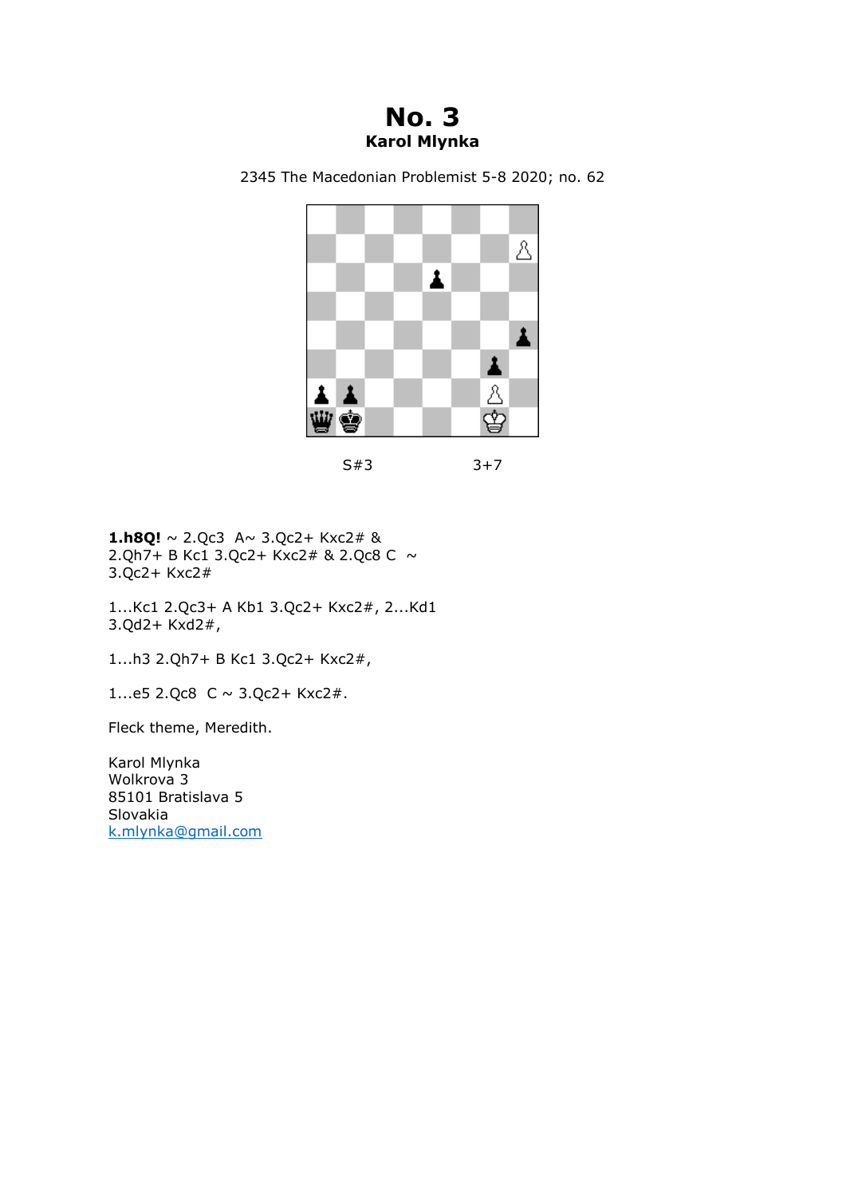# No. 3

**Karol Mlynka**

2345 The Macedonian Problemist 5-8 2020; no. 62

S#3 3+7

**1.h8Q!** ~ 2.Qc3 A~ 3.Qc2+ Kxc2# & 2.Qh7+ B Kc1 3.Qc2+ Kxc2# & 2.Qc8 C ~ 3.Qc2+ Kxc2#

1...Kc1 2.Qc3+ A Kb1 3.Qc2+ Kxc2#, 2...Kd1 3.Qd2+ Kxd2#,

1...h3 2.Qh7+ B Kc1 3.Qc2+ Kxc2#,

1...e5 2.Qc8 C ~ 3.Qc2+ Kxc2#.

Fleck theme, Meredith.

Karol Mlynka
Wolkrova 3
85101 Bratislava 5
Slovakia
k.mlynka@gmail.com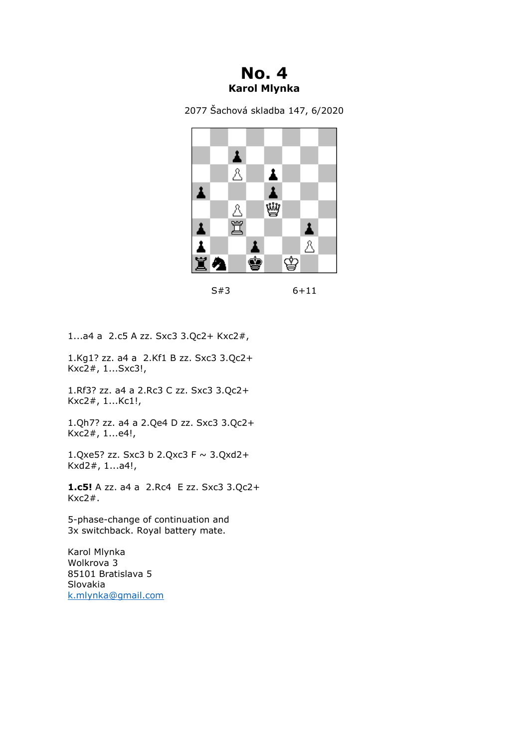# No. 4

### Karol Mlynka

2077 Šachová skladba 147, 6/2020

S#3 6+11

1...a4 a 2.c5 A zz. Sxc3 3.Qc2+ Kxc2#,

1.Kg1? zz. a4 a 2.Kf1 B zz. Sxc3 3.Qc2+ Kxc2#, 1...Sxc3!,

1.Rf3? zz. a4 a 2.Rc3 C zz. Sxc3 3.Qc2+ Kxc2#, 1...Kc1!,

1.Qh7? zz. a4 a 2.Qe4 D zz. Sxc3 3.Qc2+ Kxc2#, 1...e4!,

1.Qxe5? zz. Sxc3 b 2.Qxc3 F ~ 3.Qxd2+ Kxd2#, 1...a4!,

**1.c5!** A zz. a4 a 2.Rc4 E zz. Sxc3 3.Qc2+ Kxc2#.

5-phase-change of continuation and 3x switchback. Royal battery mate.

Karol Mlynka
Wolkrova 3
85101 Bratislava 5
Slovakia
k.mlynka@gmail.com